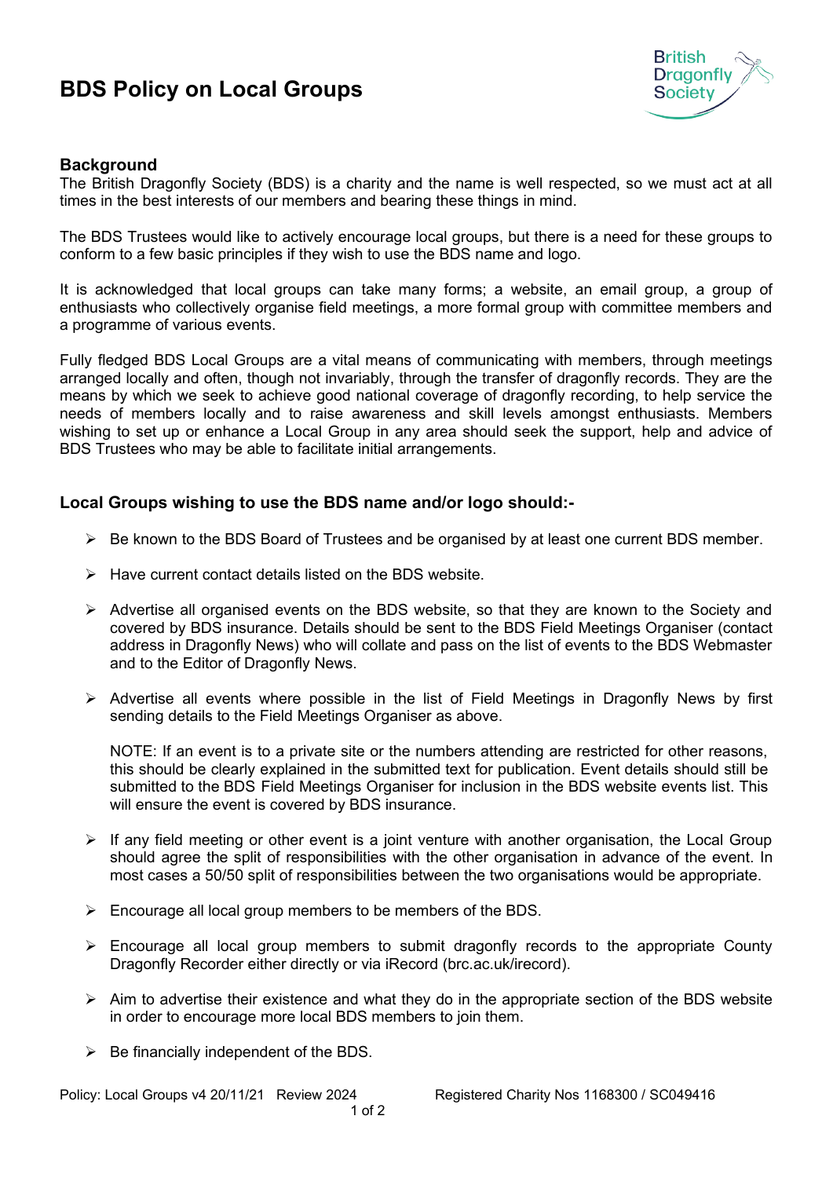# BDS Policy on Local Groups

## Background

The British Dragonfly Society (BDS) is a charity and the name is well respected, so we must act at all times in the best interests of our members and bearing these things in mind.

The BDS Trustees would like to actively encourage local groups, but there is a need for these groups to conform to a few basic principles if they wish to use the BDS name and logo.

It is acknowledged that local groups can take many forms; a website, an email group, a group of enthusiasts who collectively organise field meetings, a more formal group with committee members and a programme of various events.

Fully fledged BDS Local Groups are a vital means of communicating with members, through meetings arranged locally and often, though not invariably, through the transfer of dragonfly records. They are the means by which we seek to achieve good national coverage of dragonfly recording, to help service the needs of members locally and to raise awareness and skill levels amongst enthusiasts. Members wishing to set up or enhance a Local Group in any area should seek the support, help and advice of BDS Trustees who may be able to facilitate initial arrangements.

## Local Groups wishing to use the BDS name and/or logo should:-

- Be known to the BDS Board of Trustees and be organised by at least one current BDS member.
- Have current contact details listed on the BDS website.
- Advertise all organised events on the BDS website, so that they are known to the Society and covered by BDS insurance. Details should be sent to the BDS Field Meetings Organiser (contact address in Dragonfly News) who will collate and pass on the list of events to the BDS Webmaster and to the Editor of Dragonfly News.
- Advertise all events where possible in the list of Field Meetings in Dragonfly News by first sending details to the Field Meetings Organiser as above.

  NOTE: If an event is to a private site or the numbers attending are restricted for other reasons, this should be clearly explained in the submitted text for publication. Event details should still be submitted to the BDS Field Meetings Organiser for inclusion in the BDS website events list. This will ensure the event is covered by BDS insurance.

- If any field meeting or other event is a joint venture with another organisation, the Local Group should agree the split of responsibilities with the other organisation in advance of the event. In most cases a 50/50 split of responsibilities between the two organisations would be appropriate.
- Encourage all local group members to be members of the BDS.
- Encourage all local group members to submit dragonfly records to the appropriate County Dragonfly Recorder either directly or via iRecord (brc.ac.uk/irecord).
- Aim to advertise their existence and what they do in the appropriate section of the BDS website in order to encourage more local BDS members to join them.
- Be financially independent of the BDS.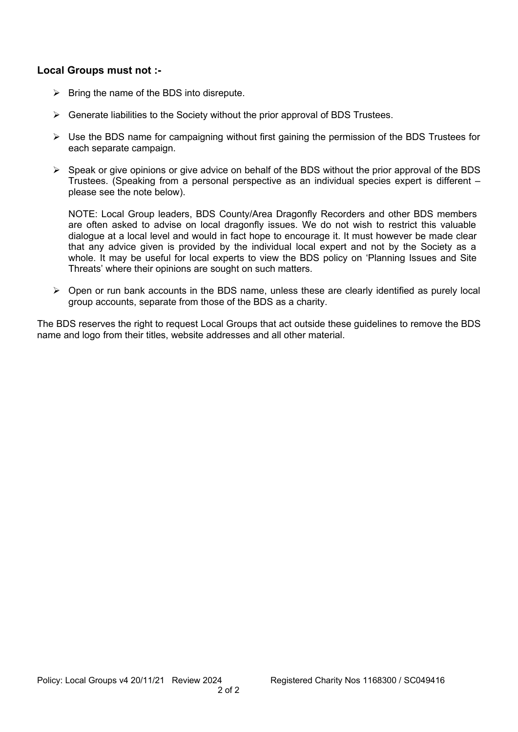**Local Groups must not :-**

- Bring the name of the BDS into disrepute.
- Generate liabilities to the Society without the prior approval of BDS Trustees.
- Use the BDS name for campaigning without first gaining the permission of the BDS Trustees for each separate campaign.
- Speak or give opinions or give advice on behalf of the BDS without the prior approval of the BDS Trustees. (Speaking from a personal perspective as an individual species expert is different – please see the note below).

  NOTE: Local Group leaders, BDS County/Area Dragonfly Recorders and other BDS members are often asked to advise on local dragonfly issues. We do not wish to restrict this valuable dialogue at a local level and would in fact hope to encourage it. It must however be made clear that any advice given is provided by the individual local expert and not by the Society as a whole. It may be useful for local experts to view the BDS policy on 'Planning Issues and Site Threats' where their opinions are sought on such matters.

- Open or run bank accounts in the BDS name, unless these are clearly identified as purely local group accounts, separate from those of the BDS as a charity.

The BDS reserves the right to request Local Groups that act outside these guidelines to remove the BDS name and logo from their titles, website addresses and all other material.